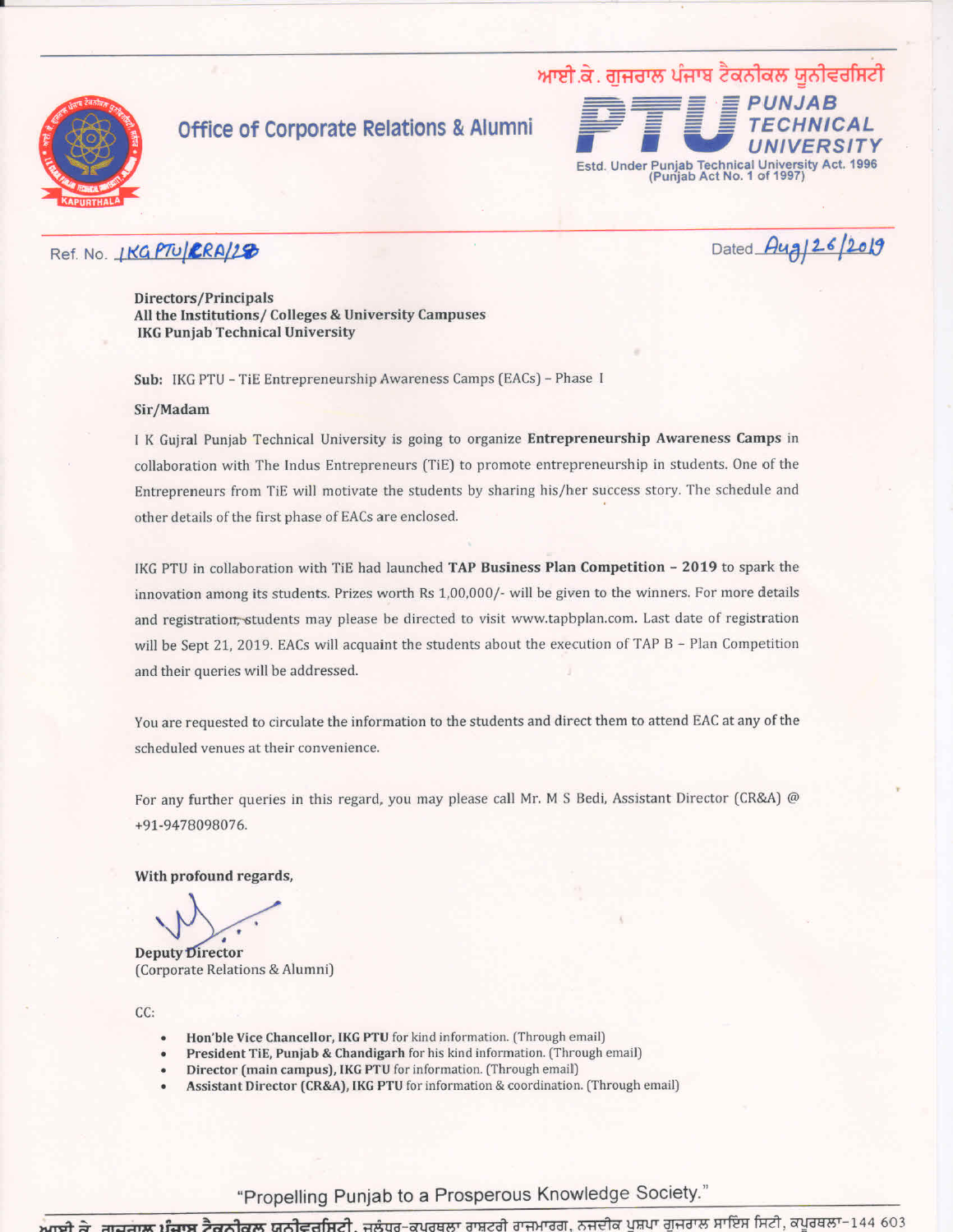ਆਈ.ਕੇ. ਗੁਜਰਾਲ ਪੰਜਾਬ ਟੈਕਨੀਕਲ ਯੂਨੀਵਰਸਿਟੀ

**Office of Corporate Relations & Alumni**

**PTU PUNJAB TECHNICAL UNIVERSITY**

Estd. Under Punjab Technical University Act. 1996 (Punjab Act No. 1 of 1997)

Ref. No. IKG PTU/CRA/28

Dated Aug/26/2019

**Directors/Principals**
**All the Institutions/ Colleges & University Campuses**
**IKG Punjab Technical University**

**Sub:** IKG PTU - TiE Entrepreneurship Awareness Camps (EACs) – Phase I

**Sir/Madam**

I K Gujral Punjab Technical University is going to organize **Entrepreneurship Awareness Camps** in collaboration with The Indus Entrepreneurs (TiE) to promote entrepreneurship in students. One of the Entrepreneurs from TiE will motivate the students by sharing his/her success story. The schedule and other details of the first phase of EACs are enclosed.

IKG PTU in collaboration with TiE had launched **TAP Business Plan Competition – 2019** to spark the innovation among its students. Prizes worth Rs 1,00,000/- will be given to the winners. For more details and registration, students may please be directed to visit www.tapbplan.com. Last date of registration will be Sept 21, 2019. EACs will acquaint the students about the execution of TAP B – Plan Competition and their queries will be addressed.

You are requested to circulate the information to the students and direct them to attend EAC at any of the scheduled venues at their convenience.

For any further queries in this regard, you may please call Mr. M S Bedi, Assistant Director (CR&A) @ +91-9478098076.

**With profound regards,**

**Deputy Director**
(Corporate Relations & Alumni)

CC:

- **Hon'ble Vice Chancellor, IKG PTU** for kind information. (Through email)
- **President TiE, Punjab & Chandigarh** for his kind information. (Through email)
- **Director (main campus), IKG PTU** for information. (Through email)
- **Assistant Director (CR&A), IKG PTU** for information & coordination. (Through email)

"Propelling Punjab to a Prosperous Knowledge Society."

**ਆਈ.ਕੇ. ਗੁਜਰਾਲ ਪੰਜਾਬ ਟੈਕਨੀਕਲ ਯੂਨੀਵਰਸਿਟੀ**, ਜਲੰਧਰ-ਕਪੂਰਥਲਾ ਰਾਸ਼ਟਰੀ ਰਾਜਮਾਰਗ, ਨਜ਼ਦੀਕ ਪੁਸ਼ਪਾ ਗੁਜਰਾਲ ਸਾਇੰਸ ਸਿਟੀ, ਕਪੂਰਥਲਾ-144 603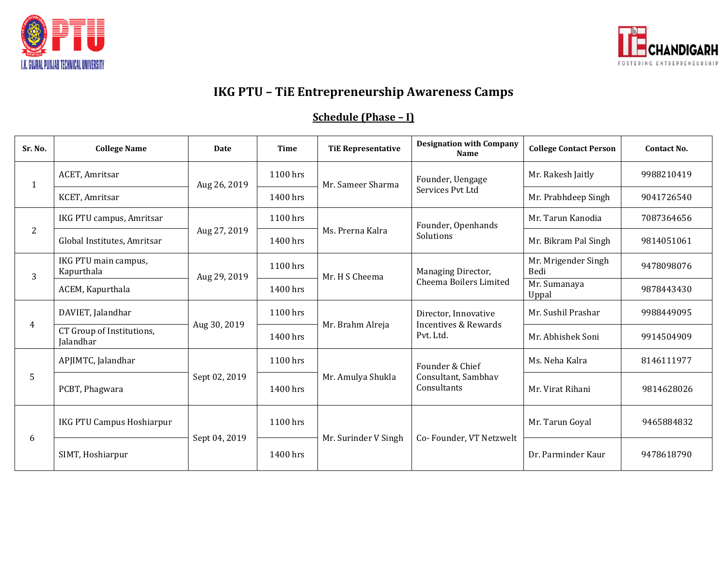# IKG PTU – TiE Entrepreneurship Awareness Camps

## Schedule (Phase – I)

| Sr. No. | College Name | Date | Time | TiE Representative | Designation with Company Name | College Contact Person | Contact No. |
|---|---|---|---|---|---|---|---|
| 1 | ACET, Amritsar | Aug 26, 2019 | 1100 hrs | Mr. Sameer Sharma | Founder, Uengage Services Pvt Ltd | Mr. Rakesh Jaitly | 9988210419 |
| | KCET, Amritsar | | 1400 hrs | | | Mr. Prabhdeep Singh | 9041726540 |
| 2 | IKG PTU campus, Amritsar | Aug 27, 2019 | 1100 hrs | Ms. Prerna Kalra | Founder, Openhands Solutions | Mr. Tarun Kanodia | 7087364656 |
| | Global Institutes, Amritsar | | 1400 hrs | | | Mr. Bikram Pal Singh | 9814051061 |
| 3 | IKG PTU main campus, Kapurthala | Aug 29, 2019 | 1100 hrs | Mr. H S Cheema | Managing Director, Cheema Boilers Limited | Mr. Mrigender Singh Bedi | 9478098076 |
| | ACEM, Kapurthala | | 1400 hrs | | | Mr. Sumanaya Uppal | 9878443430 |
| 4 | DAVIET, Jalandhar | Aug 30, 2019 | 1100 hrs | Mr. Brahm Alreja | Director, Innovative Incentives & Rewards Pvt. Ltd. | Mr. Sushil Prashar | 9988449095 |
| | CT Group of Institutions, Jalandhar | | 1400 hrs | | | Mr. Abhishek Soni | 9914504909 |
| 5 | APJIMTC, Jalandhar | Sept 02, 2019 | 1100 hrs | Mr. Amulya Shukla | Founder & Chief Consultant, Sambhav Consultants | Ms. Neha Kalra | 8146111977 |
| | PCBT, Phagwara | | 1400 hrs | | | Mr. Virat Rihani | 9814628026 |
| 6 | IKG PTU Campus Hoshiarpur | Sept 04, 2019 | 1100 hrs | Mr. Surinder V Singh | Co- Founder, VT Netzwelt | Mr. Tarun Goyal | 9465884832 |
| | SIMT, Hoshiarpur | | 1400 hrs | | | Dr. Parminder Kaur | 9478618790 |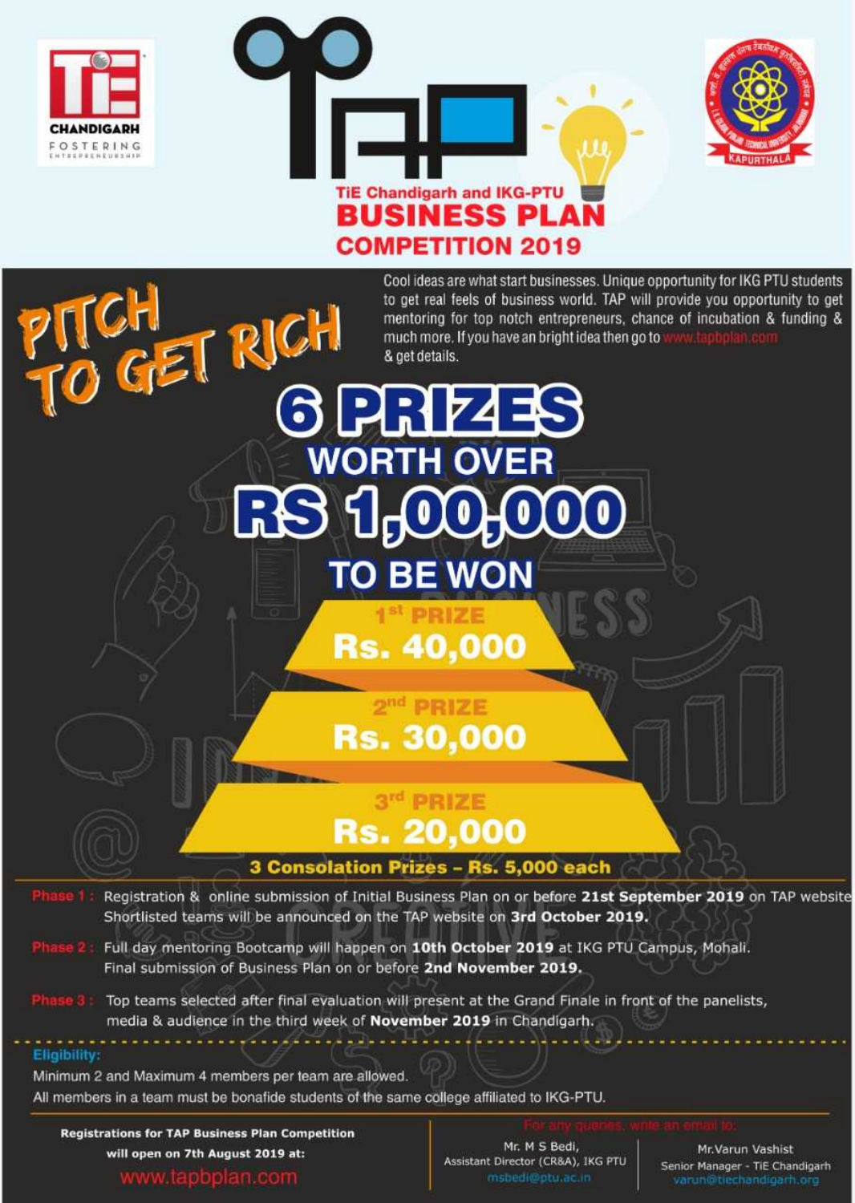TiE CHANDIGARH FOSTERING ENTREPRENEURSHIP

# TAP

## TiE Chandigarh and IKG-PTU BUSINESS PLAN COMPETITION 2019

KAPURTHALA

**PITCH TO GET RICH**

Cool ideas are what start businesses. Unique opportunity for IKG PTU students to get real feels of business world. TAP will provide you opportunity to get mentoring for top notch entrepreneurs, chance of incubation & funding & much more. If you have an bright idea then go to www.tapbplan.com & get details.

# 6 PRIZES WORTH OVER RS 1,00,000 TO BE WON

**1st PRIZE**
**Rs. 40,000**

**2nd PRIZE**
**Rs. 30,000**

**3rd PRIZE**
**Rs. 20,000**

**3 Consolation Prizes – Rs. 5,000 each**

**Phase 1 :** Registration & online submission of Initial Business Plan on or before **21st September 2019** on TAP website. Shortlisted teams will be announced on the TAP website on **3rd October 2019.**

**Phase 2 :** Full day mentoring Bootcamp will happen on **10th October 2019** at IKG PTU Campus, Mohali. Final submission of Business Plan on or before **2nd November 2019.**

**Phase 3 :** Top teams selected after final evaluation will present at the Grand Finale in front of the panelists, media & audience in the third week of **November 2019** in Chandigarh.

**Eligibility:**

Minimum 2 and Maximum 4 members per team are allowed.

All members in a team must be bonafide students of the same college affiliated to IKG-PTU.

**Registrations for TAP Business Plan Competition will open on 7th August 2019 at:**
www.tapbplan.com

For any queries, write an email to:

Mr. M S Bedi,
Assistant Director (CR&A), IKG PTU
msbedi@ptu.ac.in

Mr.Varun Vashist
Senior Manager - TiE Chandigarh
varun@tiechandigarh.org